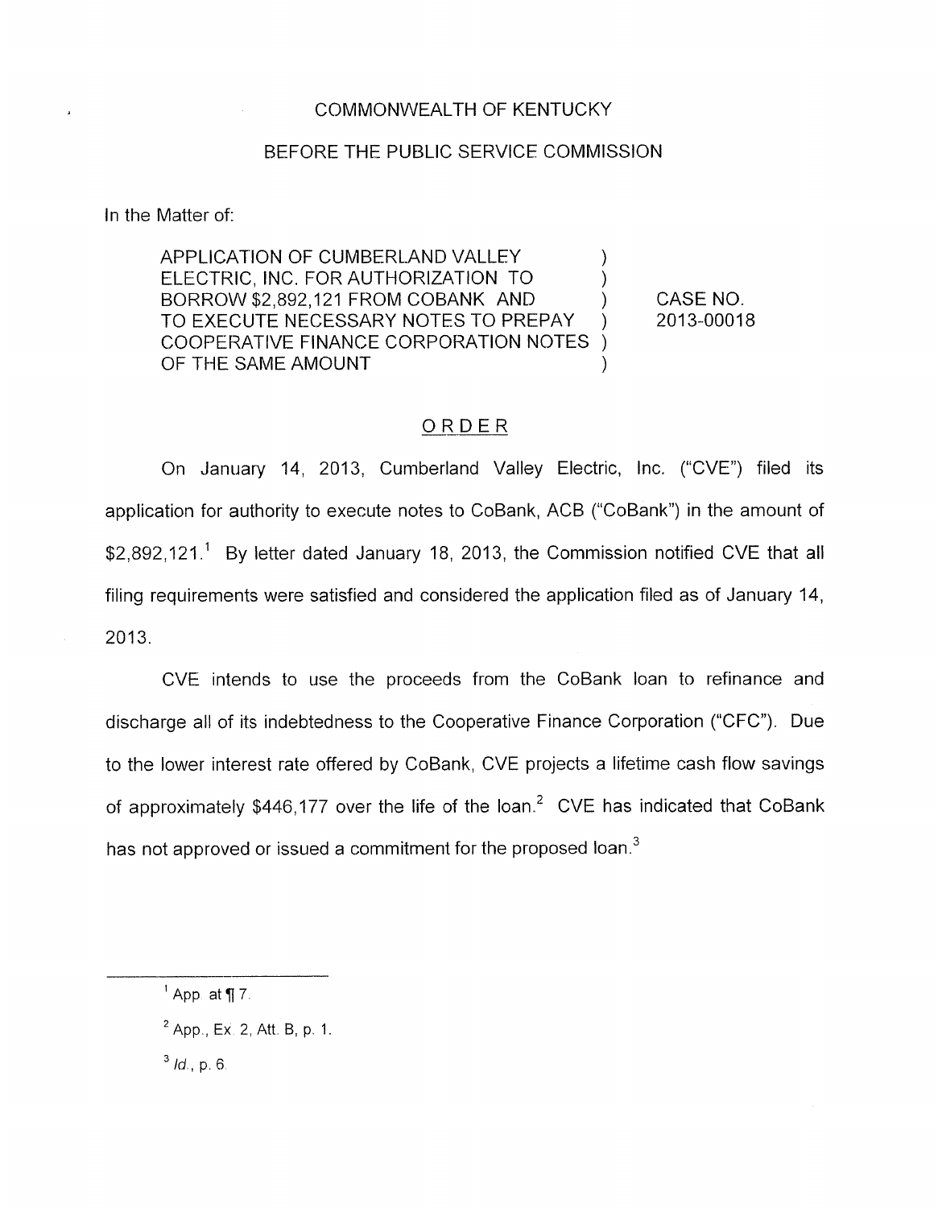COMMONWEALTH OF KENTUCKY

BEFORE THE PUBLIC SERVICE COMMISSION

In the Matter of:

| | | |
|---|---|---|
| APPLICATION OF CUMBERLAND VALLEY ELECTRIC, INC. FOR AUTHORIZATION TO BORROW $2,892,121 FROM COBANK AND TO EXECUTE NECESSARY NOTES TO PREPAY COOPERATIVE FINANCE CORPORATION NOTES OF THE SAME AMOUNT | ) | CASE NO. 2013-00018 |

## ORDER

On January 14, 2013, Cumberland Valley Electric, Inc. ("CVE") filed its application for authority to execute notes to CoBank, ACB ("CoBank") in the amount of $2,892,121.[1] By letter dated January 18, 2013, the Commission notified CVE that all filing requirements were satisfied and considered the application filed as of January 14, 2013.

CVE intends to use the proceeds from the CoBank loan to refinance and discharge all of its indebtedness to the Cooperative Finance Corporation ("CFC"). Due to the lower interest rate offered by CoBank, CVE projects a lifetime cash flow savings of approximately $446,177 over the life of the loan.[2] CVE has indicated that CoBank has not approved or issued a commitment for the proposed loan.[3]

---

[1] App. at ¶ 7.

[2] App., Ex. 2, Att. B, p. 1.

[3] *Id.*, p. 6.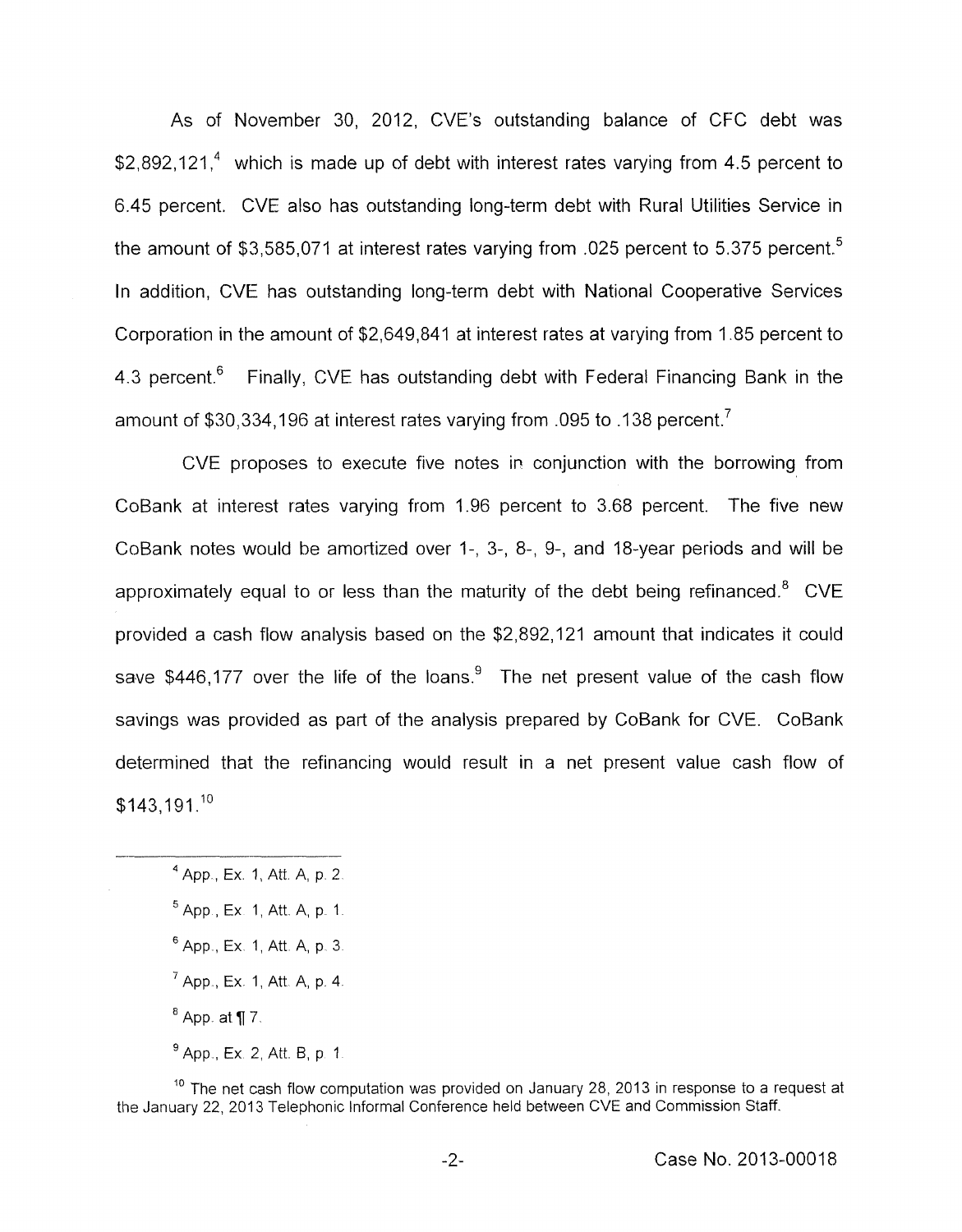As of November 30, 2012, CVE's outstanding balance of CFC debt was $2,892,121,[4] which is made up of debt with interest rates varying from 4.5 percent to 6.45 percent. CVE also has outstanding long-term debt with Rural Utilities Service in the amount of $3,585,071 at interest rates varying from .025 percent to 5.375 percent.[5] In addition, CVE has outstanding long-term debt with National Cooperative Services Corporation in the amount of $2,649,841 at interest rates at varying from 1.85 percent to 4.3 percent.[6] Finally, CVE has outstanding debt with Federal Financing Bank in the amount of $30,334,196 at interest rates varying from .095 to .138 percent.[7]

CVE proposes to execute five notes in conjunction with the borrowing from CoBank at interest rates varying from 1.96 percent to 3.68 percent. The five new CoBank notes would be amortized over 1-, 3-, 8-, 9-, and 18-year periods and will be approximately equal to or less than the maturity of the debt being refinanced.[8] CVE provided a cash flow analysis based on the $2,892,121 amount that indicates it could save $446,177 over the life of the loans.[9] The net present value of the cash flow savings was provided as part of the analysis prepared by CoBank for CVE. CoBank determined that the refinancing would result in a net present value cash flow of $143,191.[10]

[4] App., Ex. 1, Att. A, p. 2.

[5] App., Ex. 1, Att. A, p. 1.

[6] App., Ex. 1, Att. A, p. 3.

[7] App., Ex. 1, Att. A, p. 4.

[8] App. at ¶ 7.

[9] App., Ex. 2, Att. B, p. 1.

[10] The net cash flow computation was provided on January 28, 2013 in response to a request at the January 22, 2013 Telephonic Informal Conference held between CVE and Commission Staff.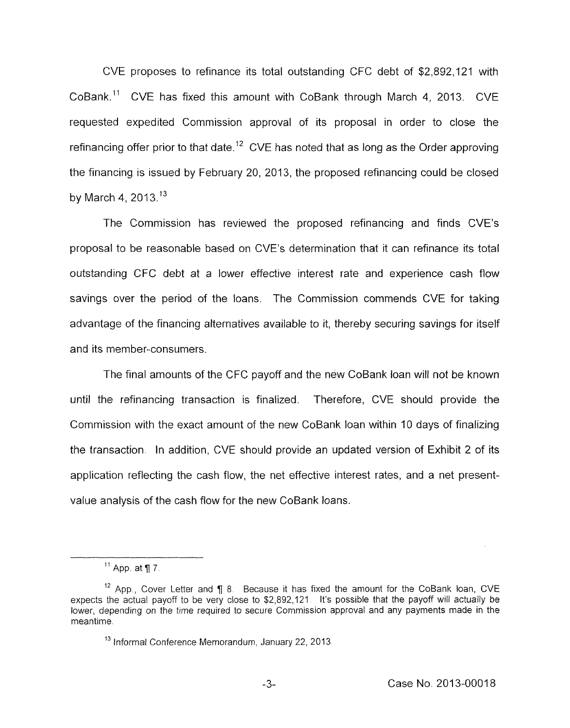CVE proposes to refinance its total outstanding CFC debt of $2,892,121 with CoBank.[11] CVE has fixed this amount with CoBank through March 4, 2013. CVE requested expedited Commission approval of its proposal in order to close the refinancing offer prior to that date.[12] CVE has noted that as long as the Order approving the financing is issued by February 20, 2013, the proposed refinancing could be closed by March 4, 2013.[13]

The Commission has reviewed the proposed refinancing and finds CVE's proposal to be reasonable based on CVE's determination that it can refinance its total outstanding CFC debt at a lower effective interest rate and experience cash flow savings over the period of the loans. The Commission commends CVE for taking advantage of the financing alternatives available to it, thereby securing savings for itself and its member-consumers.

The final amounts of the CFC payoff and the new CoBank loan will not be known until the refinancing transaction is finalized. Therefore, CVE should provide the Commission with the exact amount of the new CoBank loan within 10 days of finalizing the transaction. In addition, CVE should provide an updated version of Exhibit 2 of its application reflecting the cash flow, the net effective interest rates, and a net present-value analysis of the cash flow for the new CoBank loans.

---

[11] App. at ¶ 7.

[12] App., Cover Letter and ¶ 8. Because it has fixed the amount for the CoBank loan, CVE expects the actual payoff to be very close to $2,892,121. It's possible that the payoff will actually be lower, depending on the time required to secure Commission approval and any payments made in the meantime.

[13] Informal Conference Memorandum, January 22, 2013.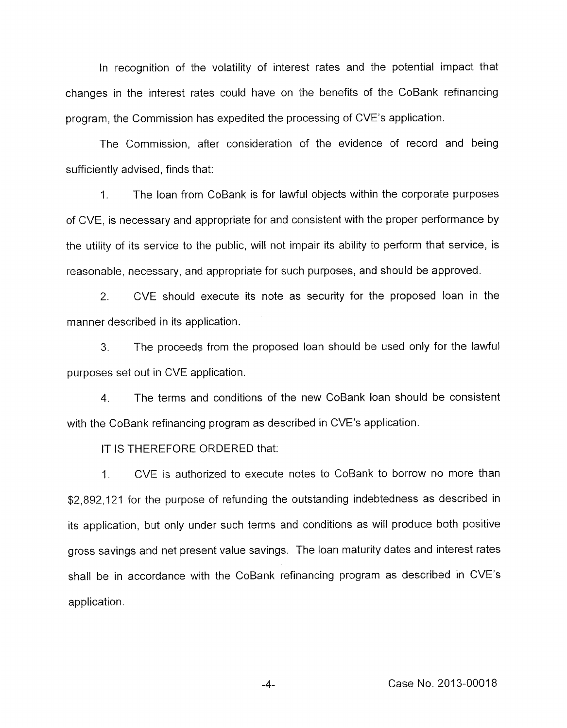In recognition of the volatility of interest rates and the potential impact that changes in the interest rates could have on the benefits of the CoBank refinancing program, the Commission has expedited the processing of CVE's application.

The Commission, after consideration of the evidence of record and being sufficiently advised, finds that:

1. The loan from CoBank is for lawful objects within the corporate purposes of CVE, is necessary and appropriate for and consistent with the proper performance by the utility of its service to the public, will not impair its ability to perform that service, is reasonable, necessary, and appropriate for such purposes, and should be approved.

2. CVE should execute its note as security for the proposed loan in the manner described in its application.

3. The proceeds from the proposed loan should be used only for the lawful purposes set out in CVE application.

4. The terms and conditions of the new CoBank loan should be consistent with the CoBank refinancing program as described in CVE's application.

IT IS THEREFORE ORDERED that:

1. CVE is authorized to execute notes to CoBank to borrow no more than $2,892,121 for the purpose of refunding the outstanding indebtedness as described in its application, but only under such terms and conditions as will produce both positive gross savings and net present value savings. The loan maturity dates and interest rates shall be in accordance with the CoBank refinancing program as described in CVE's application.

Case No. 2013-00018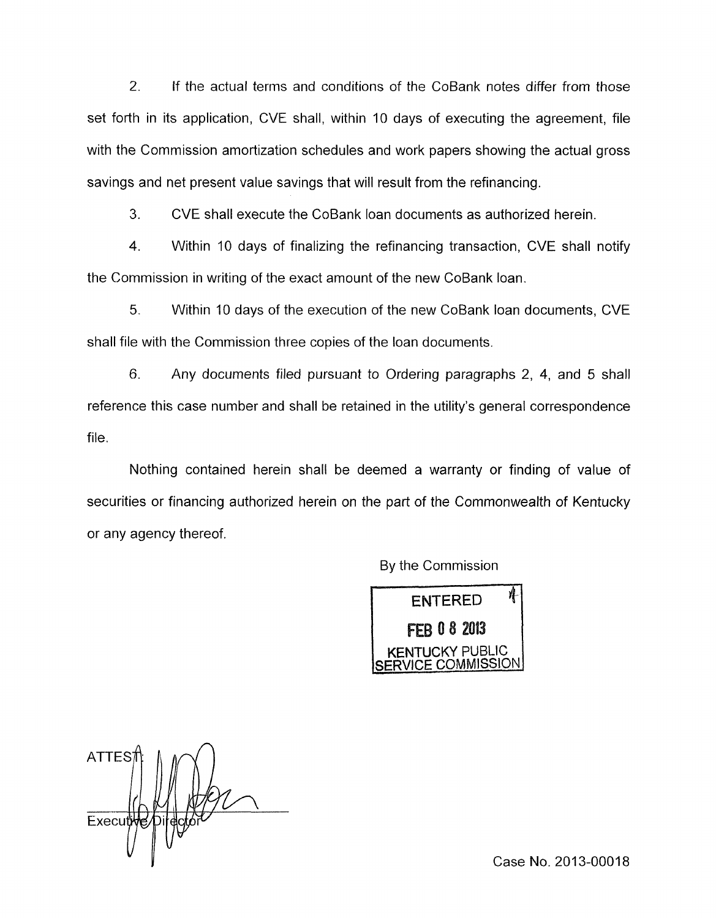2. If the actual terms and conditions of the CoBank notes differ from those set forth in its application, CVE shall, within 10 days of executing the agreement, file with the Commission amortization schedules and work papers showing the actual gross savings and net present value savings that will result from the refinancing.

3. CVE shall execute the CoBank loan documents as authorized herein.

4. Within 10 days of finalizing the refinancing transaction, CVE shall notify the Commission in writing of the exact amount of the new CoBank loan.

5. Within 10 days of the execution of the new CoBank loan documents, CVE shall file with the Commission three copies of the loan documents.

6. Any documents filed pursuant to Ordering paragraphs 2, 4, and 5 shall reference this case number and shall be retained in the utility's general correspondence file.

Nothing contained herein shall be deemed a warranty or finding of value of securities or financing authorized herein on the part of the Commonwealth of Kentucky or any agency thereof.

By the Commission

ENTERED
FEB 08 2013
KENTUCKY PUBLIC SERVICE COMMISSION

ATTEST:

Executive Director

Case No. 2013-00018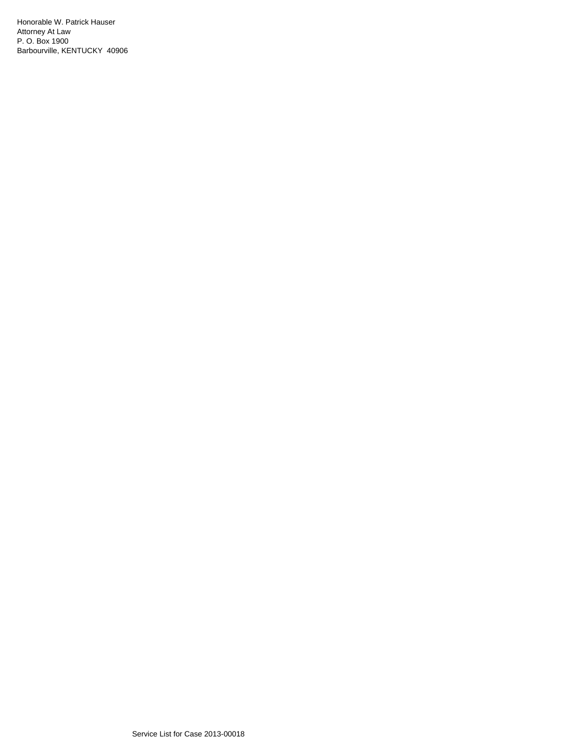Honorable W. Patrick Hauser
Attorney At Law
P. O. Box 1900
Barbourville, KENTUCKY  40906

Service List for Case 2013-00018